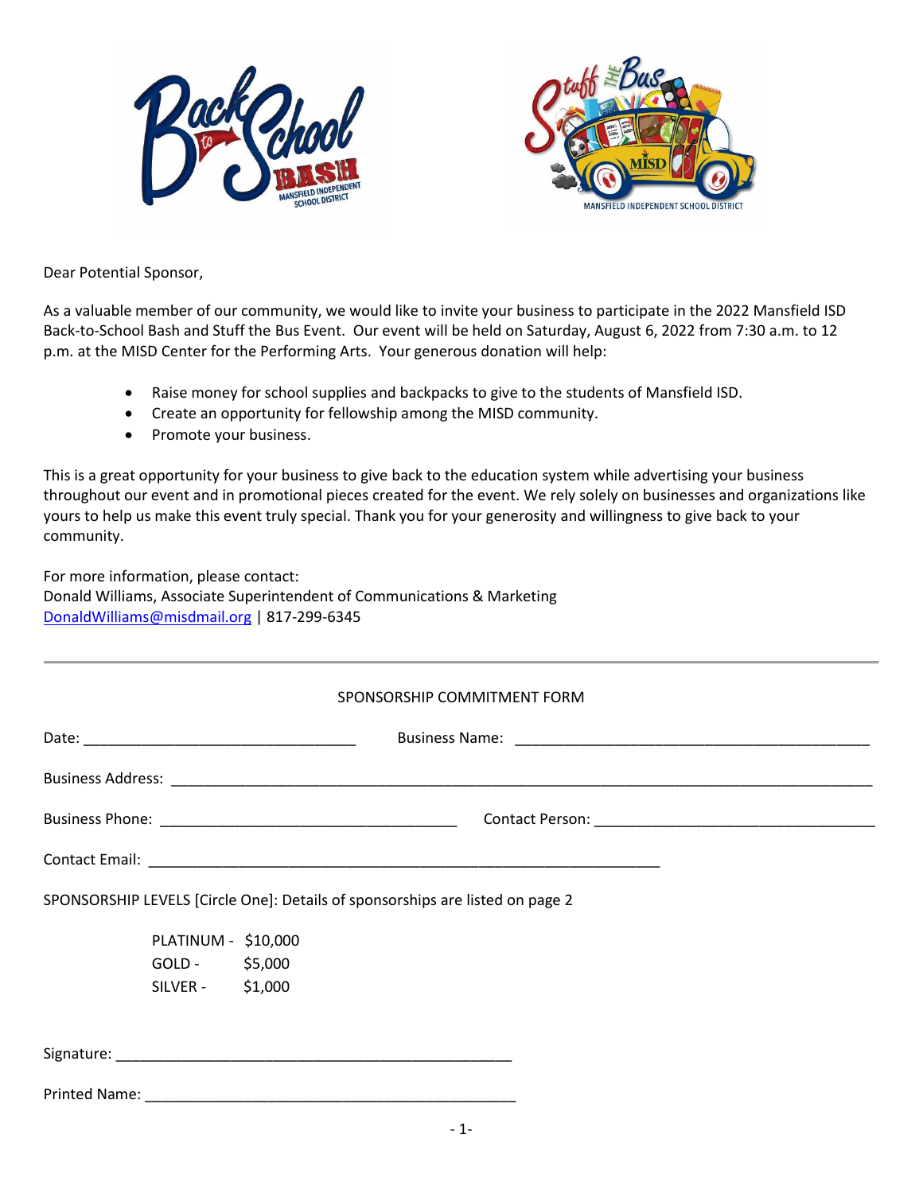Dear Potential Sponsor,

As a valuable member of our community, we would like to invite your business to participate in the 2022 Mansfield ISD Back-to-School Bash and Stuff the Bus Event. Our event will be held on Saturday, August 6, 2022 from 7:30 a.m. to 12 p.m. at the MISD Center for the Performing Arts. Your generous donation will help:

- Raise money for school supplies and backpacks to give to the students of Mansfield ISD.
- Create an opportunity for fellowship among the MISD community.
- Promote your business.

This is a great opportunity for your business to give back to the education system while advertising your business throughout our event and in promotional pieces created for the event. We rely solely on businesses and organizations like yours to help us make this event truly special. Thank you for your generosity and willingness to give back to your community.

For more information, please contact:
Donald Williams, Associate Superintendent of Communications & Marketing
DonaldWilliams@misdmail.org | 817-299-6345

---

SPONSORSHIP COMMITMENT FORM

Date: ______________________________ Business Name: ________________________________________

Business Address: ________________________________________________________________________

Business Phone: ________________________________ Contact Person: ______________________________

Contact Email: __________________________________________________________

SPONSORSHIP LEVELS [Circle One]: Details of sponsorships are listed on page 2

PLATINUM - $10,000
GOLD - $5,000
SILVER - $1,000

Signature: ____________________________________________

Printed Name: __________________________________________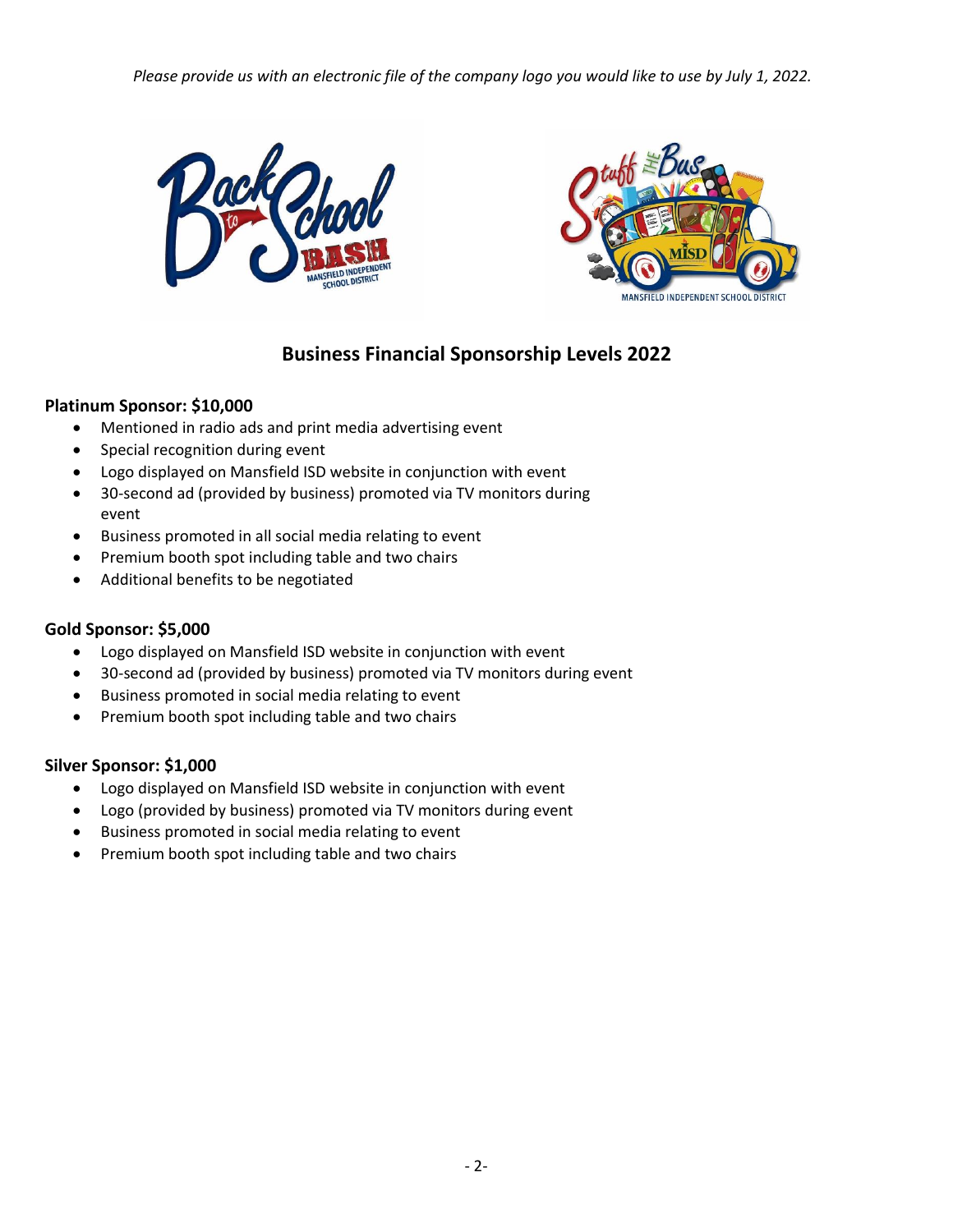*Please provide us with an electronic file of the company logo you would like to use by July 1, 2022.*

## Business Financial Sponsorship Levels 2022

**Platinum Sponsor: $10,000**

- Mentioned in radio ads and print media advertising event
- Special recognition during event
- Logo displayed on Mansfield ISD website in conjunction with event
- 30-second ad (provided by business) promoted via TV monitors during event
- Business promoted in all social media relating to event
- Premium booth spot including table and two chairs
- Additional benefits to be negotiated

**Gold Sponsor: $5,000**

- Logo displayed on Mansfield ISD website in conjunction with event
- 30-second ad (provided by business) promoted via TV monitors during event
- Business promoted in social media relating to event
- Premium booth spot including table and two chairs

**Silver Sponsor: $1,000**

- Logo displayed on Mansfield ISD website in conjunction with event
- Logo (provided by business) promoted via TV monitors during event
- Business promoted in social media relating to event
- Premium booth spot including table and two chairs